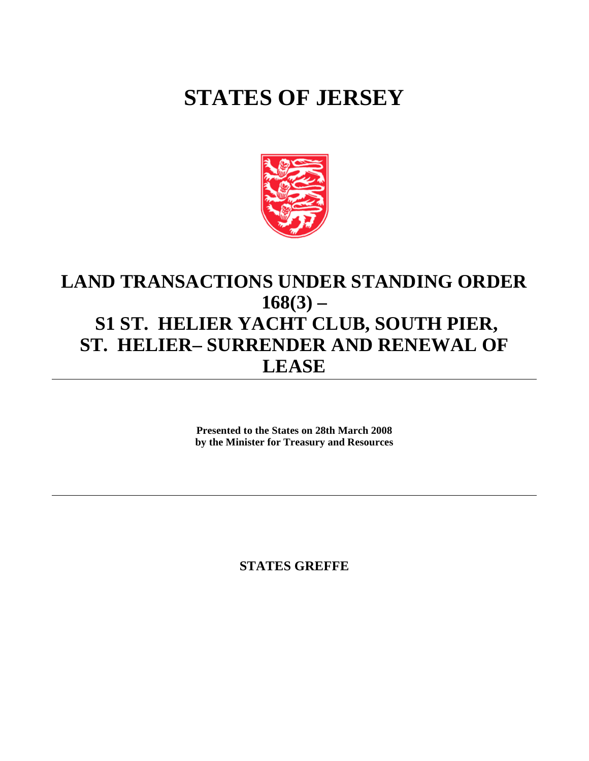# STATES OF JERSEY

## LAND TRANSACTIONS UNDER STANDING ORDER 168(3) – S1 ST. HELIER YACHT CLUB, SOUTH PIER, ST. HELIER– SURRENDER AND RENEWAL OF LEASE

**Presented to the States on 28th March 2008 by the Minister for Treasury and Resources**

**STATES GREFFE**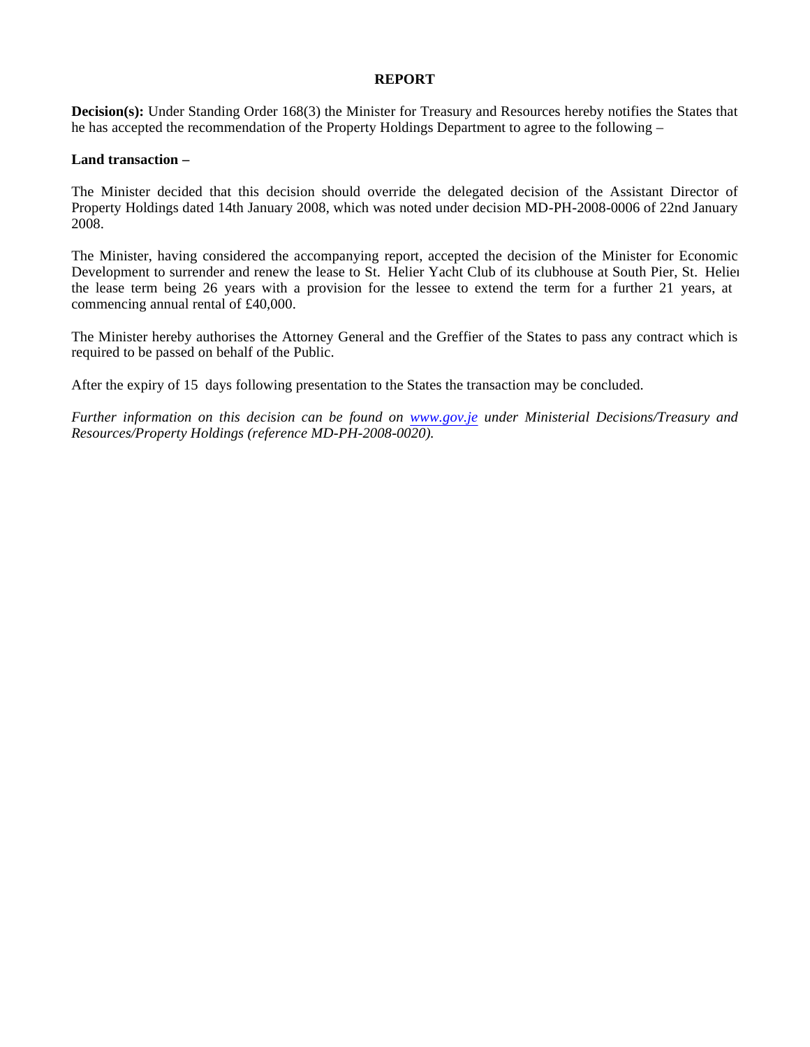**REPORT**

**Decision(s):** Under Standing Order 168(3) the Minister for Treasury and Resources hereby notifies the States that he has accepted the recommendation of the Property Holdings Department to agree to the following –

**Land transaction –**

The Minister decided that this decision should override the delegated decision of the Assistant Director of Property Holdings dated 14th January 2008, which was noted under decision MD-PH-2008-0006 of 22nd January 2008.

The Minister, having considered the accompanying report, accepted the decision of the Minister for Economic Development to surrender and renew the lease to St. Helier Yacht Club of its clubhouse at South Pier, St. Helier the lease term being 26 years with a provision for the lessee to extend the term for a further 21 years, at commencing annual rental of £40,000.

The Minister hereby authorises the Attorney General and the Greffier of the States to pass any contract which is required to be passed on behalf of the Public.

After the expiry of 15 days following presentation to the States the transaction may be concluded.

*Further information on this decision can be found on www.gov.je under Ministerial Decisions/Treasury and Resources/Property Holdings (reference MD-PH-2008-0020).*